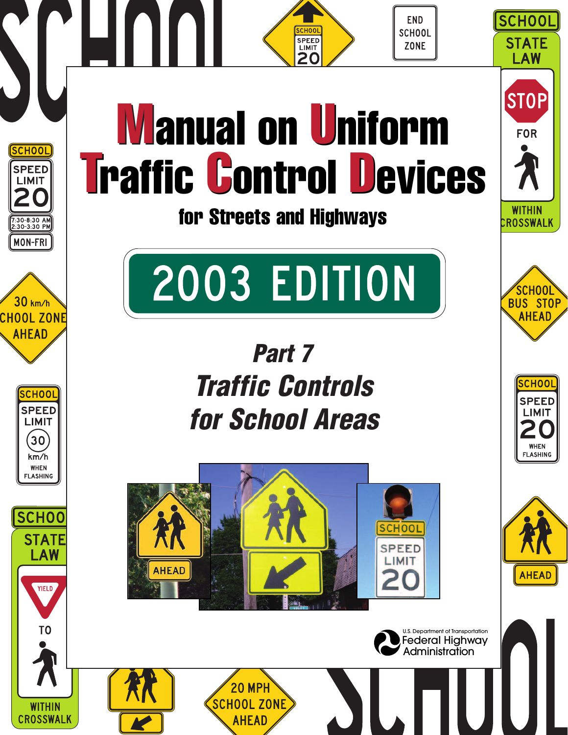# Manual on Uniform Traffic Control Devices

## for Streets and Highways

## 2003 EDITION

## *Part 7*
## *Traffic Controls for School Areas*

U.S. Department of Transportation
Federal Highway Administration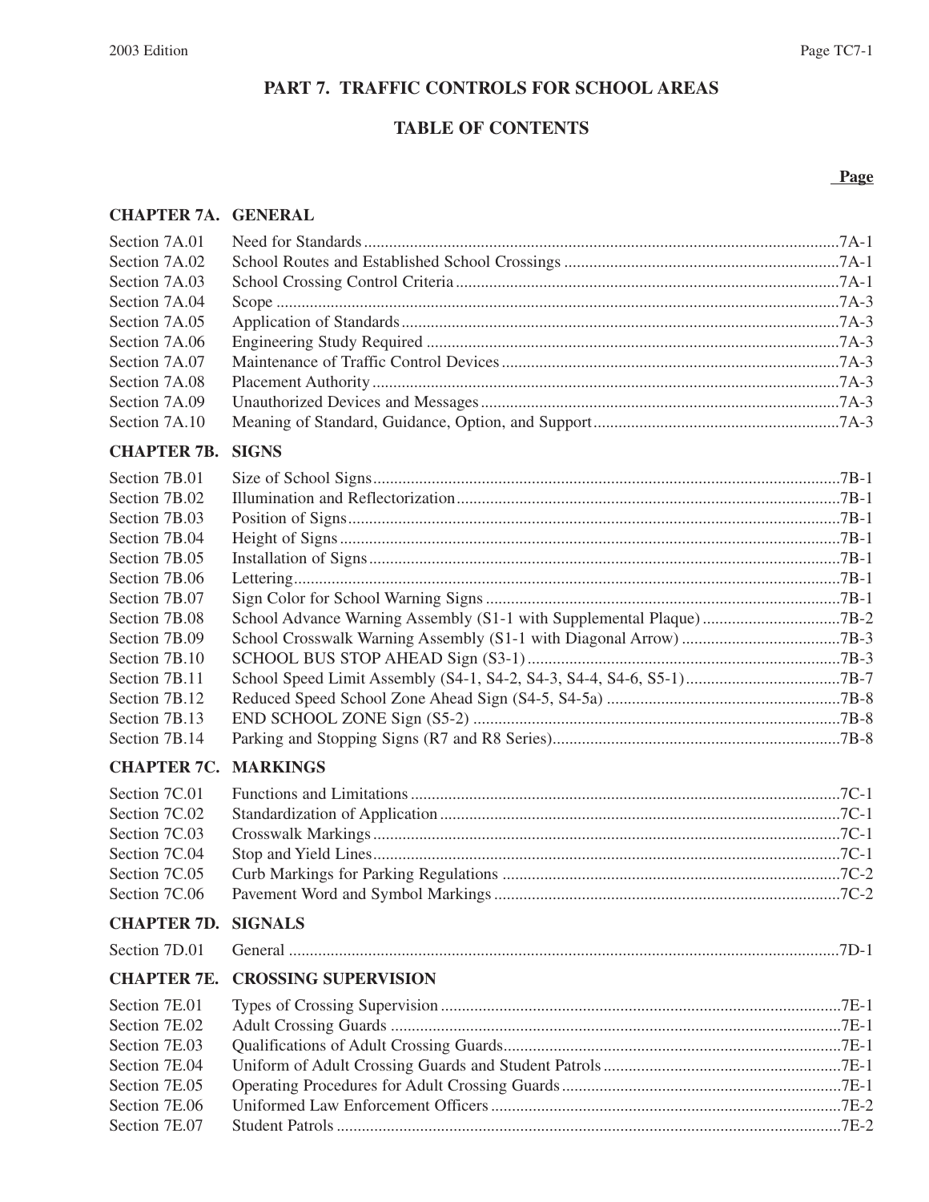# PART 7. TRAFFIC CONTROLS FOR SCHOOL AREAS

## TABLE OF CONTENTS

| | | Page |
|---|---|---|
| **CHAPTER 7A.** | **GENERAL** | |
| Section 7A.01 | Need for Standards | 7A-1 |
| Section 7A.02 | School Routes and Established School Crossings | 7A-1 |
| Section 7A.03 | School Crossing Control Criteria | 7A-1 |
| Section 7A.04 | Scope | 7A-3 |
| Section 7A.05 | Application of Standards | 7A-3 |
| Section 7A.06 | Engineering Study Required | 7A-3 |
| Section 7A.07 | Maintenance of Traffic Control Devices | 7A-3 |
| Section 7A.08 | Placement Authority | 7A-3 |
| Section 7A.09 | Unauthorized Devices and Messages | 7A-3 |
| Section 7A.10 | Meaning of Standard, Guidance, Option, and Support | 7A-3 |
| **CHAPTER 7B.** | **SIGNS** | |
| Section 7B.01 | Size of School Signs | 7B-1 |
| Section 7B.02 | Illumination and Reflectorization | 7B-1 |
| Section 7B.03 | Position of Signs | 7B-1 |
| Section 7B.04 | Height of Signs | 7B-1 |
| Section 7B.05 | Installation of Signs | 7B-1 |
| Section 7B.06 | Lettering | 7B-1 |
| Section 7B.07 | Sign Color for School Warning Signs | 7B-1 |
| Section 7B.08 | School Advance Warning Assembly (S1-1 with Supplemental Plaque) | 7B-2 |
| Section 7B.09 | School Crosswalk Warning Assembly (S1-1 with Diagonal Arrow) | 7B-3 |
| Section 7B.10 | SCHOOL BUS STOP AHEAD Sign (S3-1) | 7B-3 |
| Section 7B.11 | School Speed Limit Assembly (S4-1, S4-2, S4-3, S4-4, S4-6, S5-1) | 7B-7 |
| Section 7B.12 | Reduced Speed School Zone Ahead Sign (S4-5, S4-5a) | 7B-8 |
| Section 7B.13 | END SCHOOL ZONE Sign (S5-2) | 7B-8 |
| Section 7B.14 | Parking and Stopping Signs (R7 and R8 Series) | 7B-8 |
| **CHAPTER 7C.** | **MARKINGS** | |
| Section 7C.01 | Functions and Limitations | 7C-1 |
| Section 7C.02 | Standardization of Application | 7C-1 |
| Section 7C.03 | Crosswalk Markings | 7C-1 |
| Section 7C.04 | Stop and Yield Lines | 7C-1 |
| Section 7C.05 | Curb Markings for Parking Regulations | 7C-2 |
| Section 7C.06 | Pavement Word and Symbol Markings | 7C-2 |
| **CHAPTER 7D.** | **SIGNALS** | |
| Section 7D.01 | General | 7D-1 |
| **CHAPTER 7E.** | **CROSSING SUPERVISION** | |
| Section 7E.01 | Types of Crossing Supervision | 7E-1 |
| Section 7E.02 | Adult Crossing Guards | 7E-1 |
| Section 7E.03 | Qualifications of Adult Crossing Guards | 7E-1 |
| Section 7E.04 | Uniform of Adult Crossing Guards and Student Patrols | 7E-1 |
| Section 7E.05 | Operating Procedures for Adult Crossing Guards | 7E-1 |
| Section 7E.06 | Uniformed Law Enforcement Officers | 7E-2 |
| Section 7E.07 | Student Patrols | 7E-2 |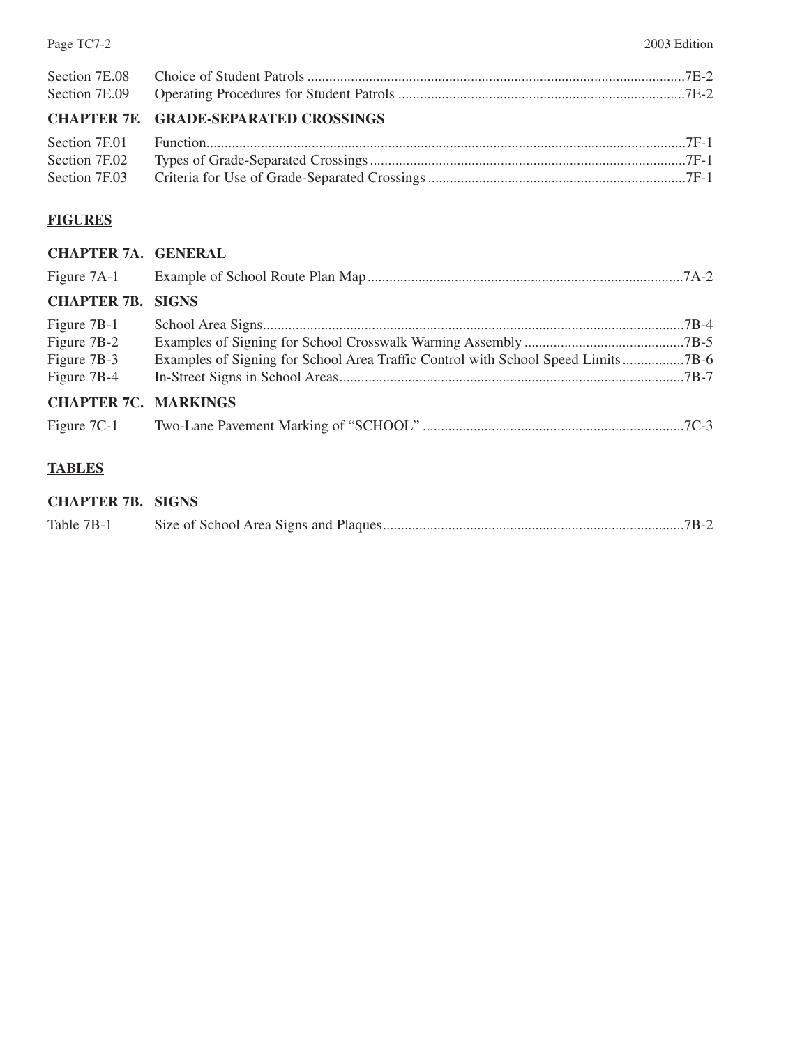Section 7E.08 Choice of Student Patrols ....................................................................................................7E-2
Section 7E.09 Operating Procedures for Student Patrols ...........................................................................7E-2

**CHAPTER 7F. GRADE-SEPARATED CROSSINGS**

Section 7F.01 Function.................................................................................................................................7F-1
Section 7F.02 Types of Grade-Separated Crossings....................................................................................7F-1
Section 7F.03 Criteria for Use of Grade-Separated Crossings....................................................................7F-1

**FIGURES**

**CHAPTER 7A. GENERAL**

Figure 7A-1 Example of School Route Plan Map.....................................................................................7A-2

**CHAPTER 7B. SIGNS**

Figure 7B-1 School Area Signs..................................................................................................................7B-4
Figure 7B-2 Examples of Signing for School Crosswalk Warning Assembly ...........................................7B-5
Figure 7B-3 Examples of Signing for School Area Traffic Control with School Speed Limits.................7B-6
Figure 7B-4 In-Street Signs in School Areas.............................................................................................7B-7

**CHAPTER 7C. MARKINGS**

Figure 7C-1 Two-Lane Pavement Marking of "SCHOOL" ......................................................................7C-3

**TABLES**

**CHAPTER 7B. SIGNS**

Table 7B-1 Size of School Area Signs and Plaques.................................................................................7B-2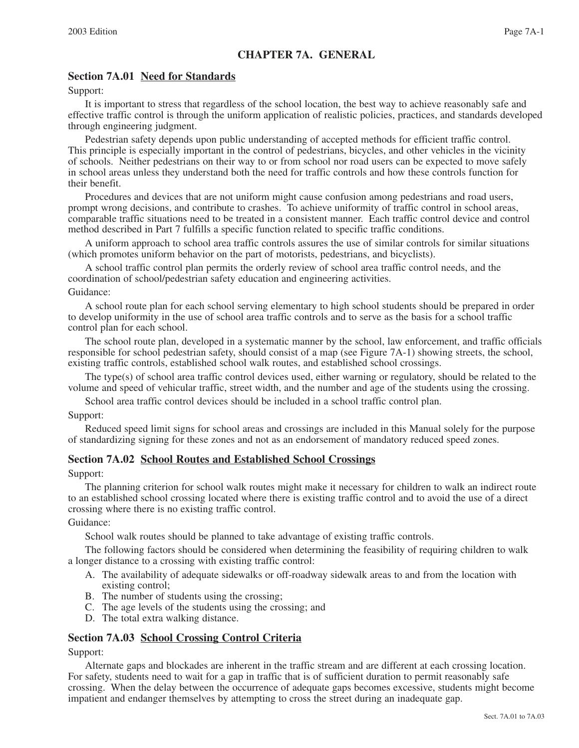# CHAPTER 7A. GENERAL

## Section 7A.01 Need for Standards

Support:

It is important to stress that regardless of the school location, the best way to achieve reasonably safe and effective traffic control is through the uniform application of realistic policies, practices, and standards developed through engineering judgment.

Pedestrian safety depends upon public understanding of accepted methods for efficient traffic control. This principle is especially important in the control of pedestrians, bicycles, and other vehicles in the vicinity of schools. Neither pedestrians on their way to or from school nor road users can be expected to move safely in school areas unless they understand both the need for traffic controls and how these controls function for their benefit.

Procedures and devices that are not uniform might cause confusion among pedestrians and road users, prompt wrong decisions, and contribute to crashes. To achieve uniformity of traffic control in school areas, comparable traffic situations need to be treated in a consistent manner. Each traffic control device and control method described in Part 7 fulfills a specific function related to specific traffic conditions.

A uniform approach to school area traffic controls assures the use of similar controls for similar situations (which promotes uniform behavior on the part of motorists, pedestrians, and bicyclists).

A school traffic control plan permits the orderly review of school area traffic control needs, and the coordination of school/pedestrian safety education and engineering activities.

Guidance:

A school route plan for each school serving elementary to high school students should be prepared in order to develop uniformity in the use of school area traffic controls and to serve as the basis for a school traffic control plan for each school.

The school route plan, developed in a systematic manner by the school, law enforcement, and traffic officials responsible for school pedestrian safety, should consist of a map (see Figure 7A-1) showing streets, the school, existing traffic controls, established school walk routes, and established school crossings.

The type(s) of school area traffic control devices used, either warning or regulatory, should be related to the volume and speed of vehicular traffic, street width, and the number and age of the students using the crossing.

School area traffic control devices should be included in a school traffic control plan.

Support:

Reduced speed limit signs for school areas and crossings are included in this Manual solely for the purpose of standardizing signing for these zones and not as an endorsement of mandatory reduced speed zones.

## Section 7A.02 School Routes and Established School Crossings

Support:

The planning criterion for school walk routes might make it necessary for children to walk an indirect route to an established school crossing located where there is existing traffic control and to avoid the use of a direct crossing where there is no existing traffic control.

Guidance:

School walk routes should be planned to take advantage of existing traffic controls.

The following factors should be considered when determining the feasibility of requiring children to walk a longer distance to a crossing with existing traffic control:

A. The availability of adequate sidewalks or off-roadway sidewalk areas to and from the location with existing control;
B. The number of students using the crossing;
C. The age levels of the students using the crossing; and
D. The total extra walking distance.

## Section 7A.03 School Crossing Control Criteria

Support:

Alternate gaps and blockades are inherent in the traffic stream and are different at each crossing location. For safety, students need to wait for a gap in traffic that is of sufficient duration to permit reasonably safe crossing. When the delay between the occurrence of adequate gaps becomes excessive, students might become impatient and endanger themselves by attempting to cross the street during an inadequate gap.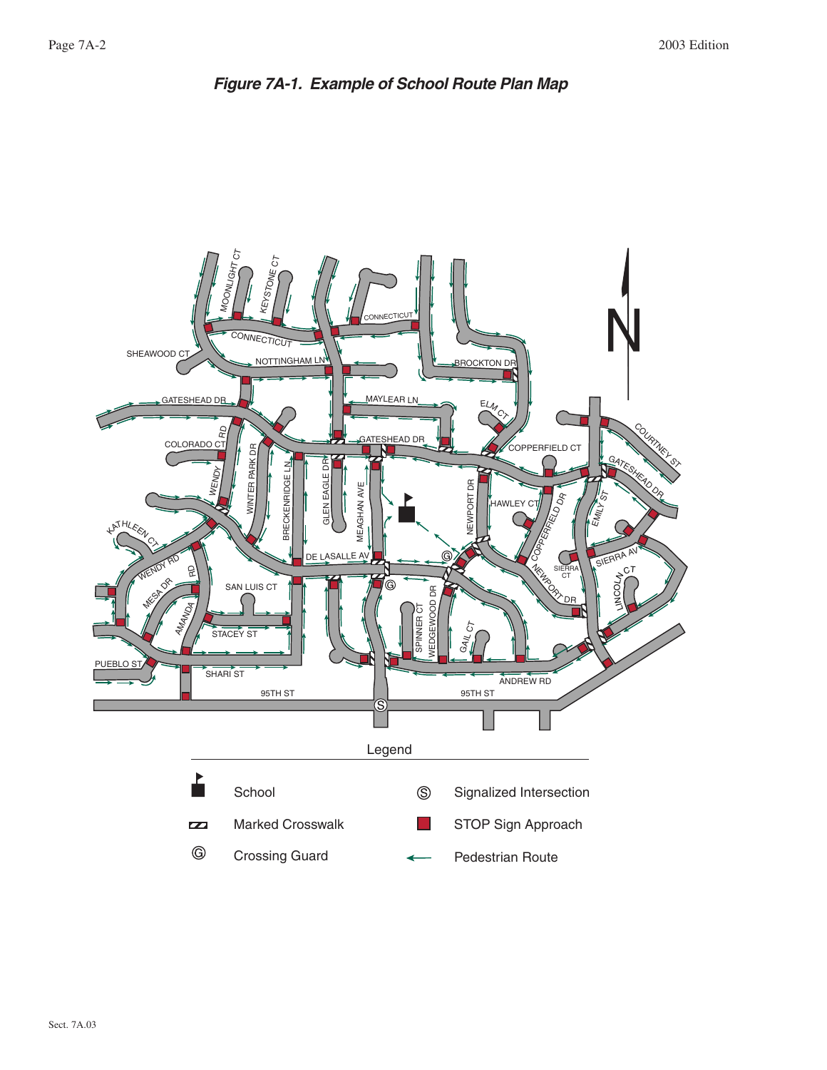## *Figure 7A-1. Example of School Route Plan Map*

Legend

- School
- Marked Crosswalk
- Crossing Guard
- Signalized Intersection
- STOP Sign Approach
- Pedestrian Route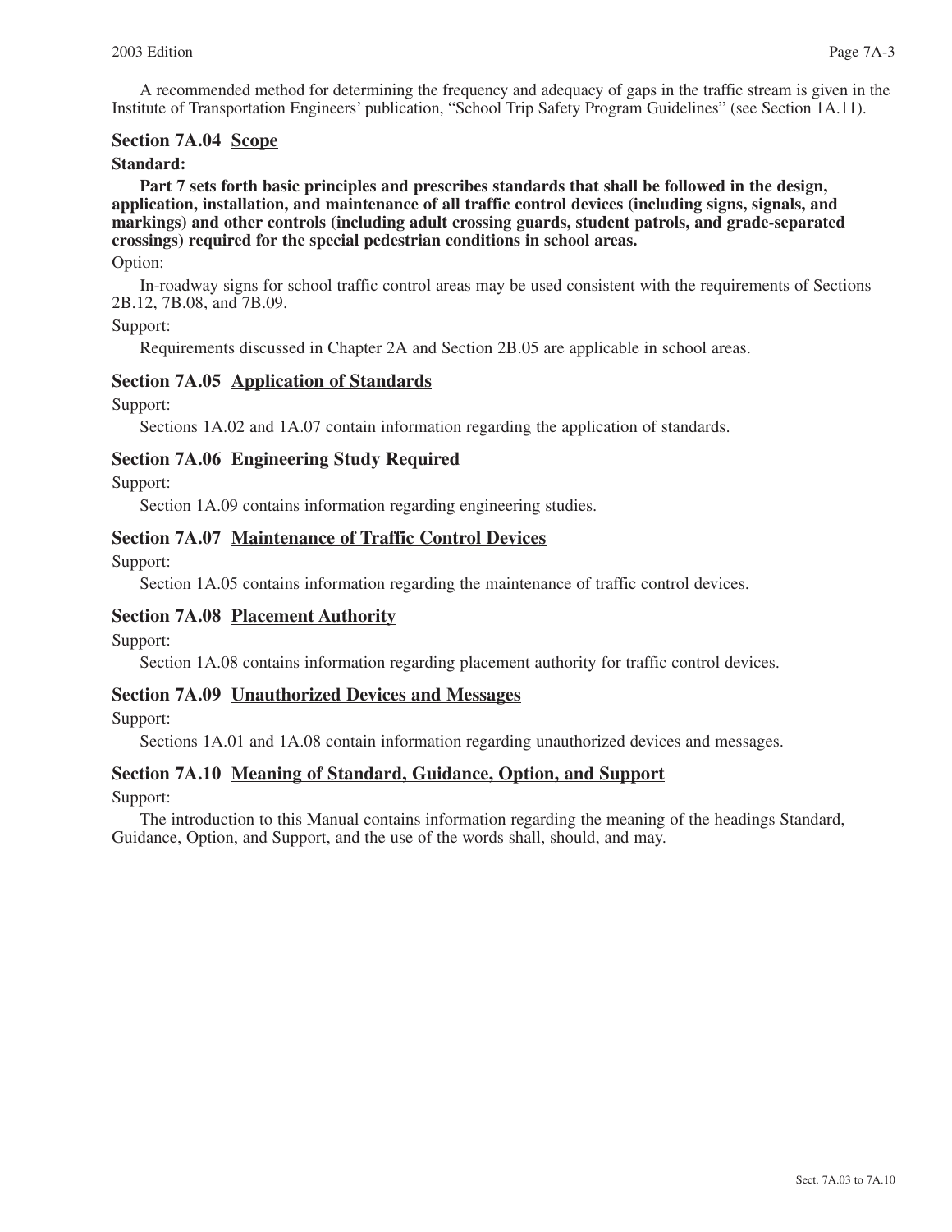A recommended method for determining the frequency and adequacy of gaps in the traffic stream is given in the Institute of Transportation Engineers' publication, "School Trip Safety Program Guidelines" (see Section 1A.11).

## Section 7A.04 Scope

**Standard:**

**Part 7 sets forth basic principles and prescribes standards that shall be followed in the design, application, installation, and maintenance of all traffic control devices (including signs, signals, and markings) and other controls (including adult crossing guards, student patrols, and grade-separated crossings) required for the special pedestrian conditions in school areas.**

Option:

In-roadway signs for school traffic control areas may be used consistent with the requirements of Sections 2B.12, 7B.08, and 7B.09.

Support:

Requirements discussed in Chapter 2A and Section 2B.05 are applicable in school areas.

## Section 7A.05 Application of Standards

Support:

Sections 1A.02 and 1A.07 contain information regarding the application of standards.

## Section 7A.06 Engineering Study Required

Support:

Section 1A.09 contains information regarding engineering studies.

## Section 7A.07 Maintenance of Traffic Control Devices

Support:

Section 1A.05 contains information regarding the maintenance of traffic control devices.

## Section 7A.08 Placement Authority

Support:

Section 1A.08 contains information regarding placement authority for traffic control devices.

## Section 7A.09 Unauthorized Devices and Messages

Support:

Sections 1A.01 and 1A.08 contain information regarding unauthorized devices and messages.

## Section 7A.10 Meaning of Standard, Guidance, Option, and Support

Support:

The introduction to this Manual contains information regarding the meaning of the headings Standard, Guidance, Option, and Support, and the use of the words shall, should, and may.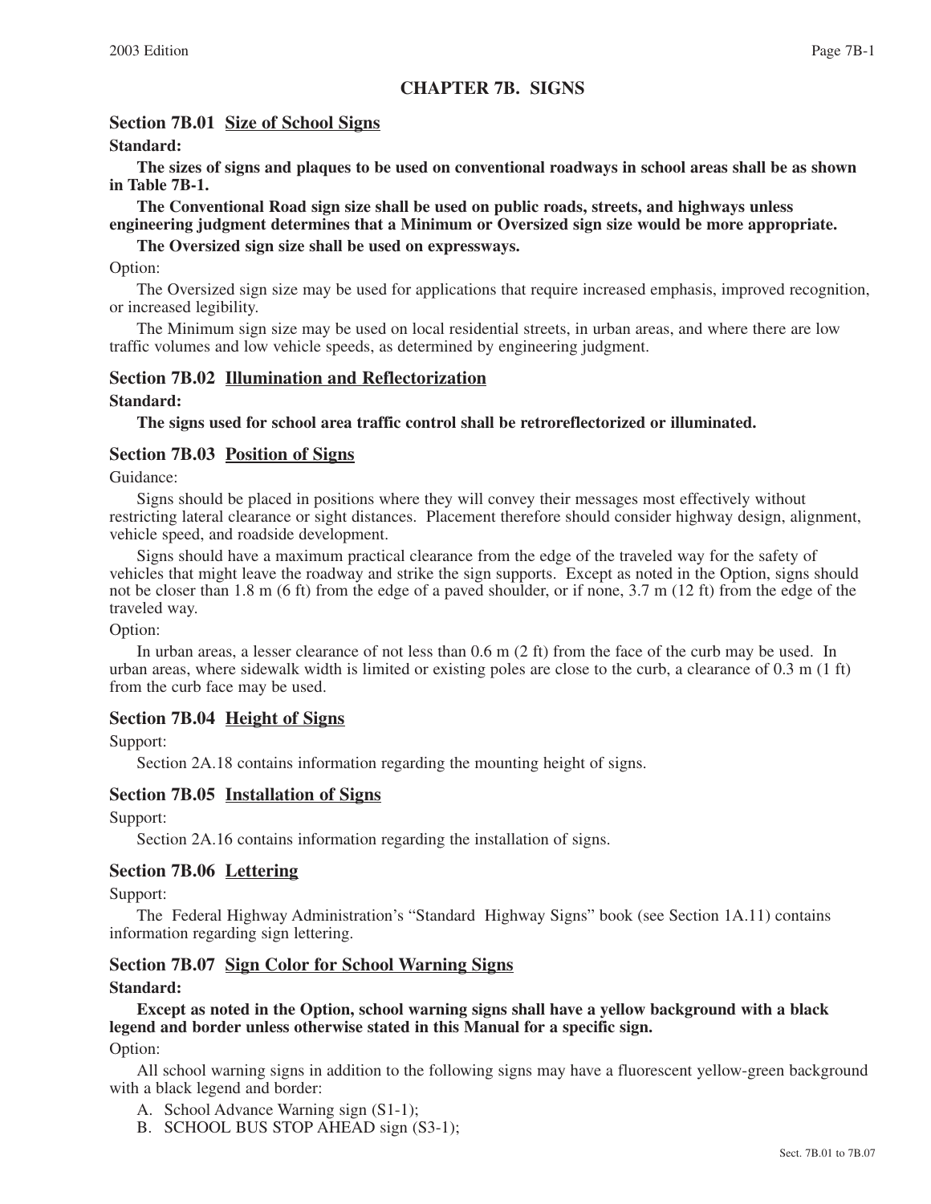# CHAPTER 7B. SIGNS

## Section 7B.01 Size of School Signs

**Standard:**

**The sizes of signs and plaques to be used on conventional roadways in school areas shall be as shown in Table 7B-1.**

**The Conventional Road sign size shall be used on public roads, streets, and highways unless engineering judgment determines that a Minimum or Oversized sign size would be more appropriate.**

**The Oversized sign size shall be used on expressways.**

Option:

The Oversized sign size may be used for applications that require increased emphasis, improved recognition, or increased legibility.

The Minimum sign size may be used on local residential streets, in urban areas, and where there are low traffic volumes and low vehicle speeds, as determined by engineering judgment.

## Section 7B.02 Illumination and Reflectorization

**Standard:**

**The signs used for school area traffic control shall be retroreflectorized or illuminated.**

## Section 7B.03 Position of Signs

Guidance:

Signs should be placed in positions where they will convey their messages most effectively without restricting lateral clearance or sight distances. Placement therefore should consider highway design, alignment, vehicle speed, and roadside development.

Signs should have a maximum practical clearance from the edge of the traveled way for the safety of vehicles that might leave the roadway and strike the sign supports. Except as noted in the Option, signs should not be closer than 1.8 m (6 ft) from the edge of a paved shoulder, or if none, 3.7 m (12 ft) from the edge of the traveled way.

Option:

In urban areas, a lesser clearance of not less than 0.6 m (2 ft) from the face of the curb may be used. In urban areas, where sidewalk width is limited or existing poles are close to the curb, a clearance of 0.3 m (1 ft) from the curb face may be used.

## Section 7B.04 Height of Signs

Support:

Section 2A.18 contains information regarding the mounting height of signs.

## Section 7B.05 Installation of Signs

Support:

Section 2A.16 contains information regarding the installation of signs.

## Section 7B.06 Lettering

Support:

The Federal Highway Administration's "Standard Highway Signs" book (see Section 1A.11) contains information regarding sign lettering.

## Section 7B.07 Sign Color for School Warning Signs

**Standard:**

**Except as noted in the Option, school warning signs shall have a yellow background with a black legend and border unless otherwise stated in this Manual for a specific sign.**

Option:

All school warning signs in addition to the following signs may have a fluorescent yellow-green background with a black legend and border:

A. School Advance Warning sign (S1-1);
B. SCHOOL BUS STOP AHEAD sign (S3-1);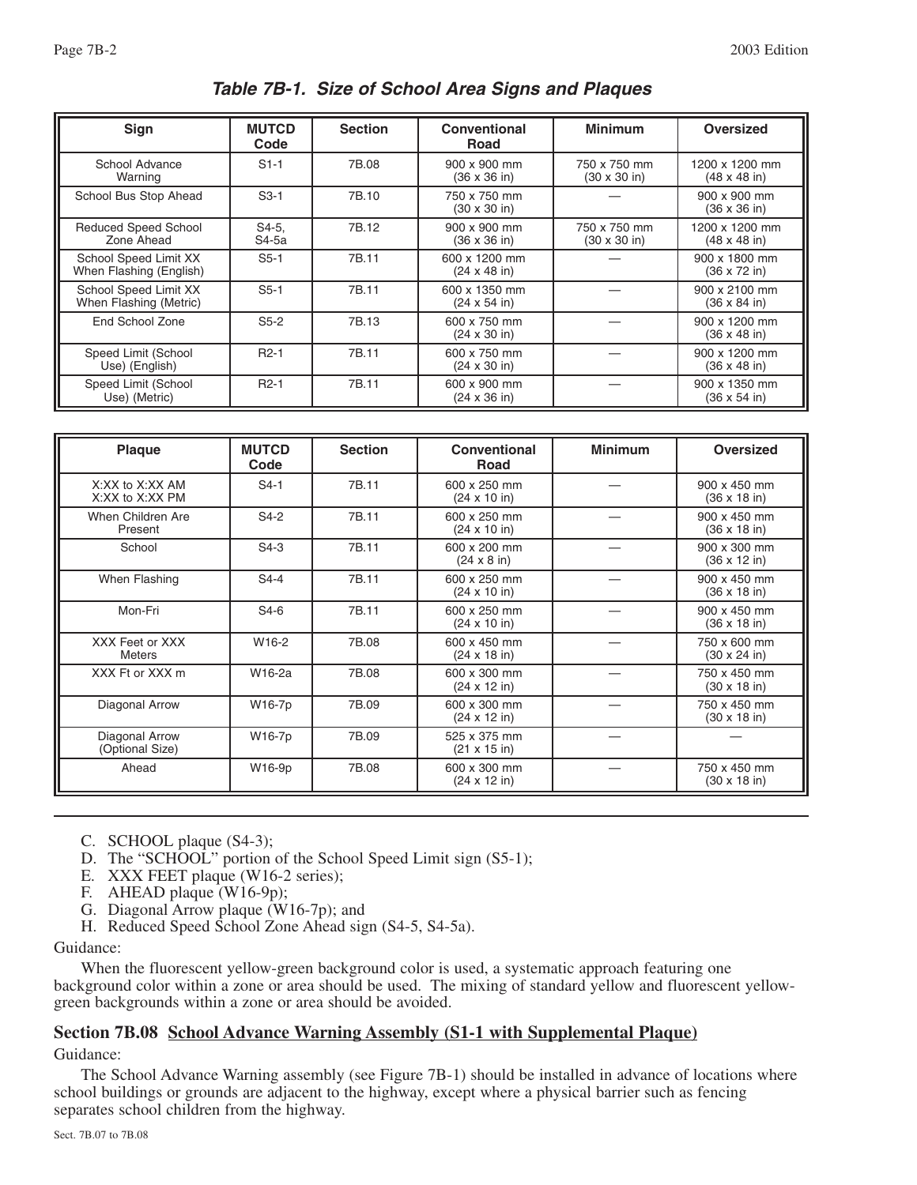## Table 7B-1. Size of School Area Signs and Plaques

| Sign | MUTCD Code | Section | Conventional Road | Minimum | Oversized |
|---|---|---|---|---|---|
| School Advance Warning | S1-1 | 7B.08 | 900 x 900 mm (36 x 36 in) | 750 x 750 mm (30 x 30 in) | 1200 x 1200 mm (48 x 48 in) |
| School Bus Stop Ahead | S3-1 | 7B.10 | 750 x 750 mm (30 x 30 in) | — | 900 x 900 mm (36 x 36 in) |
| Reduced Speed School Zone Ahead | S4-5, S4-5a | 7B.12 | 900 x 900 mm (36 x 36 in) | 750 x 750 mm (30 x 30 in) | 1200 x 1200 mm (48 x 48 in) |
| School Speed Limit XX When Flashing (English) | S5-1 | 7B.11 | 600 x 1200 mm (24 x 48 in) | — | 900 x 1800 mm (36 x 72 in) |
| School Speed Limit XX When Flashing (Metric) | S5-1 | 7B.11 | 600 x 1350 mm (24 x 54 in) | — | 900 x 2100 mm (36 x 84 in) |
| End School Zone | S5-2 | 7B.13 | 600 x 750 mm (24 x 30 in) | — | 900 x 1200 mm (36 x 48 in) |
| Speed Limit (School Use) (English) | R2-1 | 7B.11 | 600 x 750 mm (24 x 30 in) | — | 900 x 1200 mm (36 x 48 in) |
| Speed Limit (School Use) (Metric) | R2-1 | 7B.11 | 600 x 900 mm (24 x 36 in) | — | 900 x 1350 mm (36 x 54 in) |

| Plaque | MUTCD Code | Section | Conventional Road | Minimum | Oversized |
|---|---|---|---|---|---|
| X:XX to X:XX AM X:XX to X:XX PM | S4-1 | 7B.11 | 600 x 250 mm (24 x 10 in) | — | 900 x 450 mm (36 x 18 in) |
| When Children Are Present | S4-2 | 7B.11 | 600 x 250 mm (24 x 10 in) | — | 900 x 450 mm (36 x 18 in) |
| School | S4-3 | 7B.11 | 600 x 200 mm (24 x 8 in) | — | 900 x 300 mm (36 x 12 in) |
| When Flashing | S4-4 | 7B.11 | 600 x 250 mm (24 x 10 in) | — | 900 x 450 mm (36 x 18 in) |
| Mon-Fri | S4-6 | 7B.11 | 600 x 250 mm (24 x 10 in) | — | 900 x 450 mm (36 x 18 in) |
| XXX Feet or XXX Meters | W16-2 | 7B.08 | 600 x 450 mm (24 x 18 in) | — | 750 x 600 mm (30 x 24 in) |
| XXX Ft or XXX m | W16-2a | 7B.08 | 600 x 300 mm (24 x 12 in) | — | 750 x 450 mm (30 x 18 in) |
| Diagonal Arrow | W16-7p | 7B.09 | 600 x 300 mm (24 x 12 in) | — | 750 x 450 mm (30 x 18 in) |
| Diagonal Arrow (Optional Size) | W16-7p | 7B.09 | 525 x 375 mm (21 x 15 in) | — | — |
| Ahead | W16-9p | 7B.08 | 600 x 300 mm (24 x 12 in) | — | 750 x 450 mm (30 x 18 in) |

C. SCHOOL plaque (S4-3);
D. The "SCHOOL" portion of the School Speed Limit sign (S5-1);
E. XXX FEET plaque (W16-2 series);
F. AHEAD plaque (W16-9p);
G. Diagonal Arrow plaque (W16-7p); and
H. Reduced Speed School Zone Ahead sign (S4-5, S4-5a).

Guidance:

When the fluorescent yellow-green background color is used, a systematic approach featuring one background color within a zone or area should be used. The mixing of standard yellow and fluorescent yellow-green backgrounds within a zone or area should be avoided.

## Section 7B.08 School Advance Warning Assembly (S1-1 with Supplemental Plaque)

Guidance:

The School Advance Warning assembly (see Figure 7B-1) should be installed in advance of locations where school buildings or grounds are adjacent to the highway, except where a physical barrier such as fencing separates school children from the highway.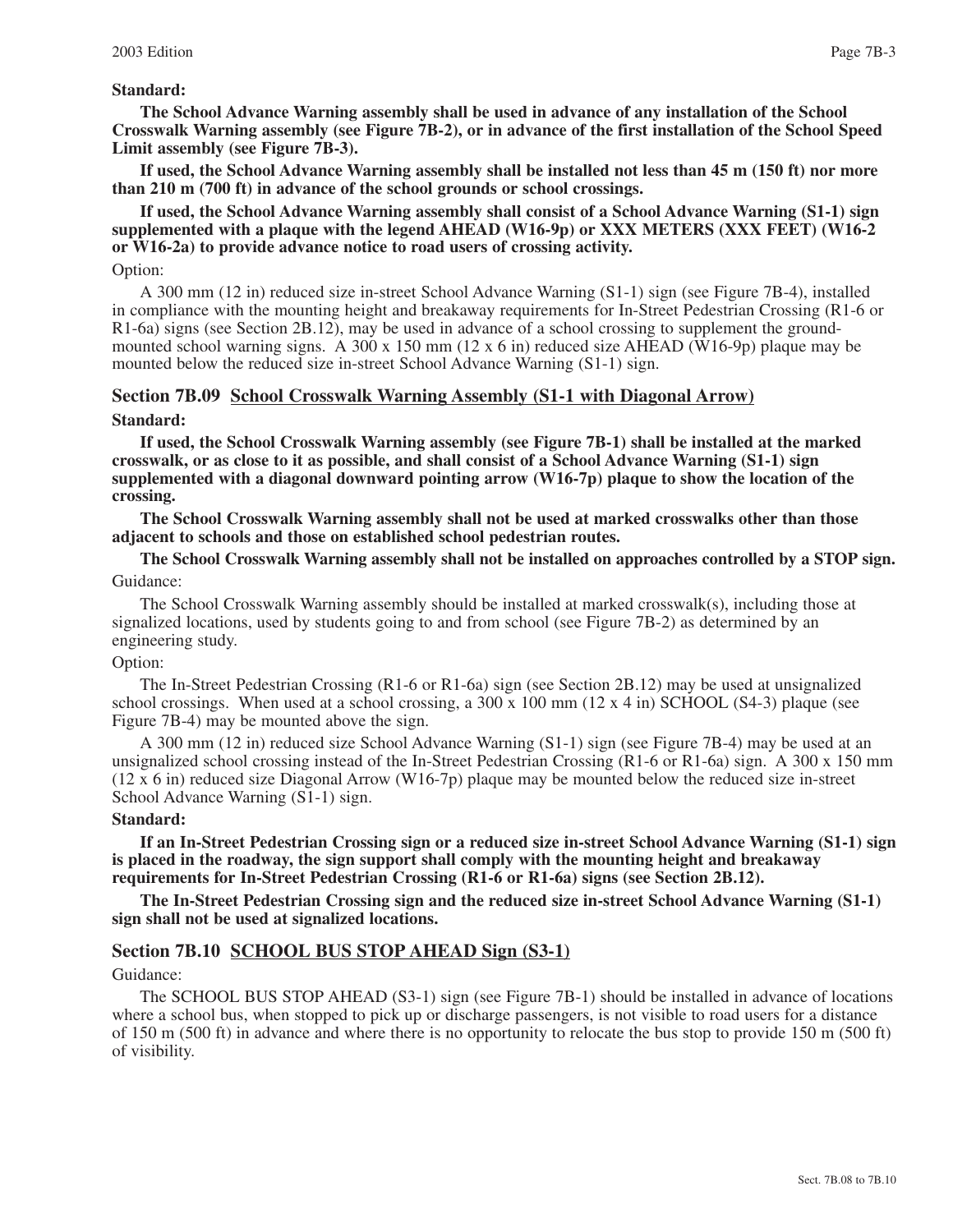**Standard:**

**The School Advance Warning assembly shall be used in advance of any installation of the School Crosswalk Warning assembly (see Figure 7B-2), or in advance of the first installation of the School Speed Limit assembly (see Figure 7B-3).**

**If used, the School Advance Warning assembly shall be installed not less than 45 m (150 ft) nor more than 210 m (700 ft) in advance of the school grounds or school crossings.**

**If used, the School Advance Warning assembly shall consist of a School Advance Warning (S1-1) sign supplemented with a plaque with the legend AHEAD (W16-9p) or XXX METERS (XXX FEET) (W16-2 or W16-2a) to provide advance notice to road users of crossing activity.**

Option:

A 300 mm (12 in) reduced size in-street School Advance Warning (S1-1) sign (see Figure 7B-4), installed in compliance with the mounting height and breakaway requirements for In-Street Pedestrian Crossing (R1-6 or R1-6a) signs (see Section 2B.12), may be used in advance of a school crossing to supplement the ground-mounted school warning signs. A 300 x 150 mm (12 x 6 in) reduced size AHEAD (W16-9p) plaque may be mounted below the reduced size in-street School Advance Warning (S1-1) sign.

## Section 7B.09 School Crosswalk Warning Assembly (S1-1 with Diagonal Arrow)

**Standard:**

**If used, the School Crosswalk Warning assembly (see Figure 7B-1) shall be installed at the marked crosswalk, or as close to it as possible, and shall consist of a School Advance Warning (S1-1) sign supplemented with a diagonal downward pointing arrow (W16-7p) plaque to show the location of the crossing.**

**The School Crosswalk Warning assembly shall not be used at marked crosswalks other than those adjacent to schools and those on established school pedestrian routes.**

**The School Crosswalk Warning assembly shall not be installed on approaches controlled by a STOP sign.**

Guidance:

The School Crosswalk Warning assembly should be installed at marked crosswalk(s), including those at signalized locations, used by students going to and from school (see Figure 7B-2) as determined by an engineering study.

Option:

The In-Street Pedestrian Crossing (R1-6 or R1-6a) sign (see Section 2B.12) may be used at unsignalized school crossings. When used at a school crossing, a 300 x 100 mm (12 x 4 in) SCHOOL (S4-3) plaque (see Figure 7B-4) may be mounted above the sign.

A 300 mm (12 in) reduced size School Advance Warning (S1-1) sign (see Figure 7B-4) may be used at an unsignalized school crossing instead of the In-Street Pedestrian Crossing (R1-6 or R1-6a) sign. A 300 x 150 mm (12 x 6 in) reduced size Diagonal Arrow (W16-7p) plaque may be mounted below the reduced size in-street School Advance Warning (S1-1) sign.

**Standard:**

**If an In-Street Pedestrian Crossing sign or a reduced size in-street School Advance Warning (S1-1) sign is placed in the roadway, the sign support shall comply with the mounting height and breakaway requirements for In-Street Pedestrian Crossing (R1-6 or R1-6a) signs (see Section 2B.12).**

**The In-Street Pedestrian Crossing sign and the reduced size in-street School Advance Warning (S1-1) sign shall not be used at signalized locations.**

## Section 7B.10 SCHOOL BUS STOP AHEAD Sign (S3-1)

Guidance:

The SCHOOL BUS STOP AHEAD (S3-1) sign (see Figure 7B-1) should be installed in advance of locations where a school bus, when stopped to pick up or discharge passengers, is not visible to road users for a distance of 150 m (500 ft) in advance and where there is no opportunity to relocate the bus stop to provide 150 m (500 ft) of visibility.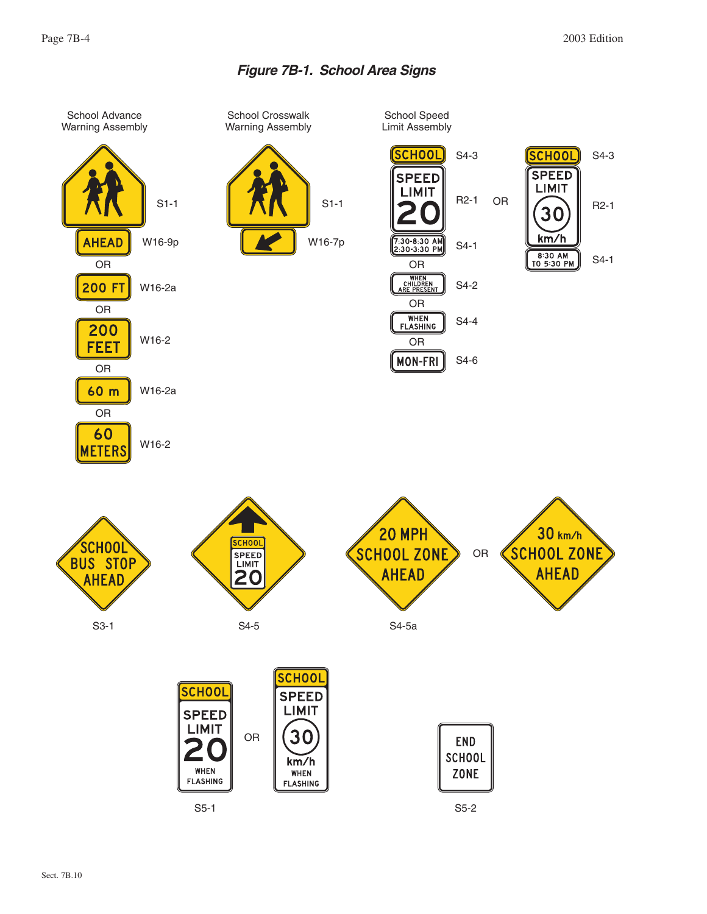*Figure 7B-1. School Area Signs*

School Advance Warning Assembly

S1-1

AHEAD — W16-9p

OR

200 FT — W16-2a

OR

200 FEET — W16-2

OR

60 m — W16-2a

OR

60 METERS — W16-2

School Crosswalk Warning Assembly

S1-1

W16-7p

School Speed Limit Assembly

SCHOOL — S4-3

SPEED LIMIT 20 — R2-1

7:30-8:30 AM 2:30-3:30 PM — S4-1

OR

WHEN CHILDREN ARE PRESENT — S4-2

OR

WHEN FLASHING — S4-4

OR

MON-FRI — S4-6

OR

SCHOOL — S4-3

SPEED LIMIT 30 km/h — R2-1

8:30 AM TO 5:30 PM — S4-1

SCHOOL BUS STOP AHEAD

S3-1

SCHOOL SPEED LIMIT 20

S4-5

20 MPH SCHOOL ZONE AHEAD OR 30 km/h SCHOOL ZONE AHEAD

S4-5a

SCHOOL SPEED LIMIT 20 WHEN FLASHING OR SCHOOL SPEED LIMIT 30 km/h WHEN FLASHING

S5-1

END SCHOOL ZONE

S5-2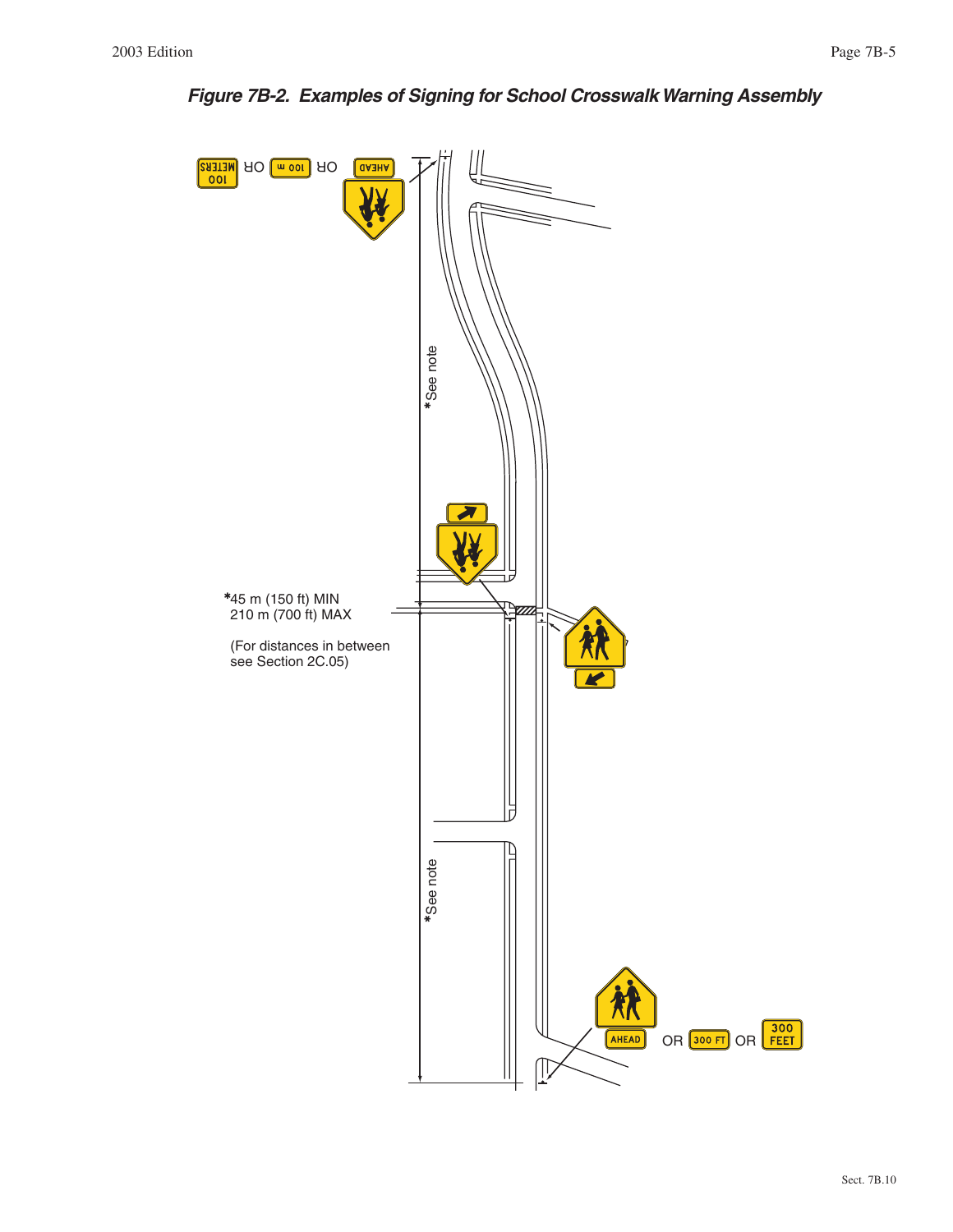## *Figure 7B-2. Examples of Signing for School Crosswalk Warning Assembly*

AHEAD OR 100 m OR 100 METERS

*See note

*45 m (150 ft) MIN
210 m (700 ft) MAX

(For distances in between
see Section 2C.05)

*See note

AHEAD OR 300 FT OR 300 FEET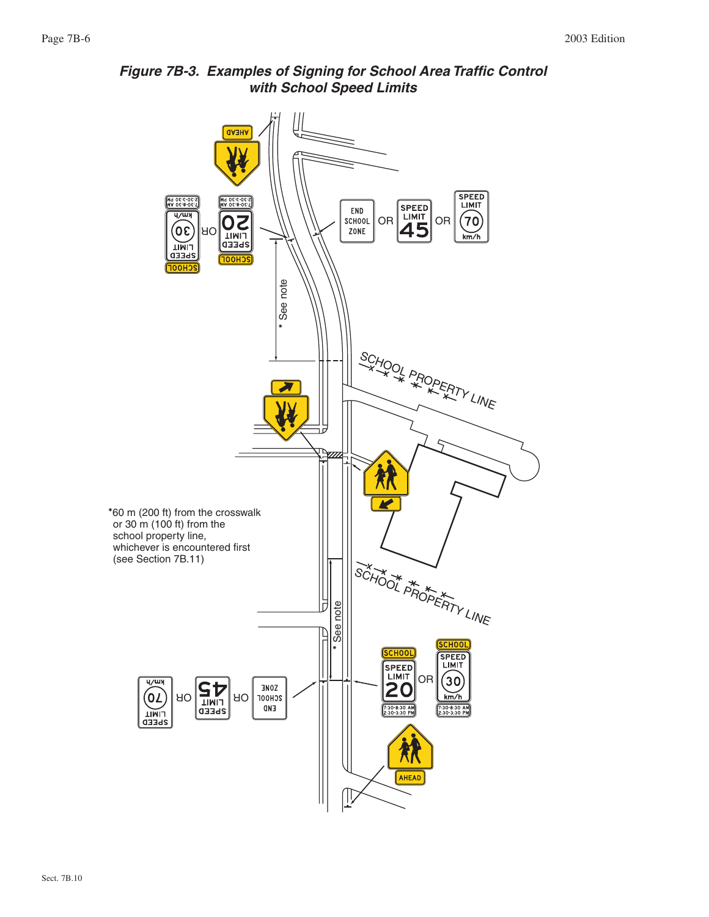# Figure 7B-3. Examples of Signing for School Area Traffic Control with School Speed Limits

*60 m (200 ft) from the crosswalk or 30 m (100 ft) from the school property line, whichever is encountered first (see Section 7B.11)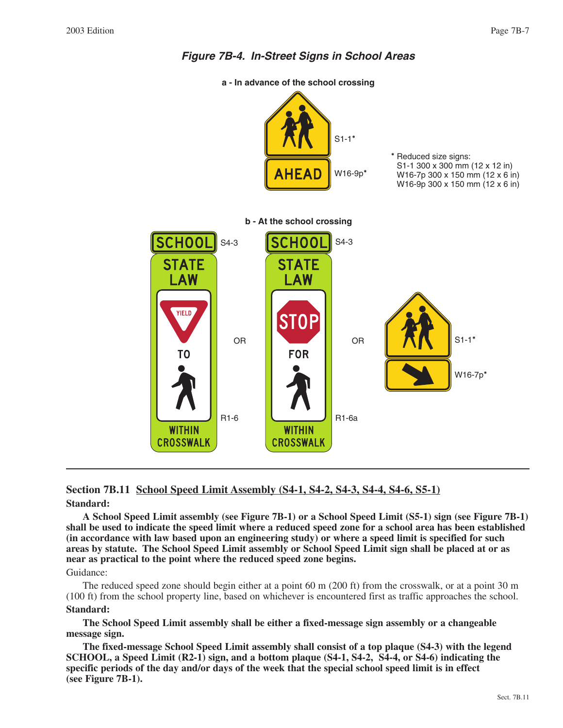*Figure 7B-4. In-Street Signs in School Areas*

a - In advance of the school crossing

S1-1*

W16-9p*

* Reduced size signs:
S1-1 300 x 300 mm (12 x 12 in)
W16-7p 300 x 150 mm (12 x 6 in)
W16-9p 300 x 150 mm (12 x 6 in)

b - At the school crossing

S4-3

R1-6

OR

S4-3

R1-6a

OR

S1-1*

W16-7p*

## Section 7B.11 School Speed Limit Assembly (S4-1, S4-2, S4-3, S4-4, S4-6, S5-1)

**Standard:**

**A School Speed Limit assembly (see Figure 7B-1) or a School Speed Limit (S5-1) sign (see Figure 7B-1) shall be used to indicate the speed limit where a reduced speed zone for a school area has been established (in accordance with law based upon an engineering study) or where a speed limit is specified for such areas by statute. The School Speed Limit assembly or School Speed Limit sign shall be placed at or as near as practical to the point where the reduced speed zone begins.**

Guidance:

The reduced speed zone should begin either at a point 60 m (200 ft) from the crosswalk, or at a point 30 m (100 ft) from the school property line, based on whichever is encountered first as traffic approaches the school.

**Standard:**

**The School Speed Limit assembly shall be either a fixed-message sign assembly or a changeable message sign.**

**The fixed-message School Speed Limit assembly shall consist of a top plaque (S4-3) with the legend SCHOOL, a Speed Limit (R2-1) sign, and a bottom plaque (S4-1, S4-2, S4-4, or S4-6) indicating the specific periods of the day and/or days of the week that the special school speed limit is in effect (see Figure 7B-1).**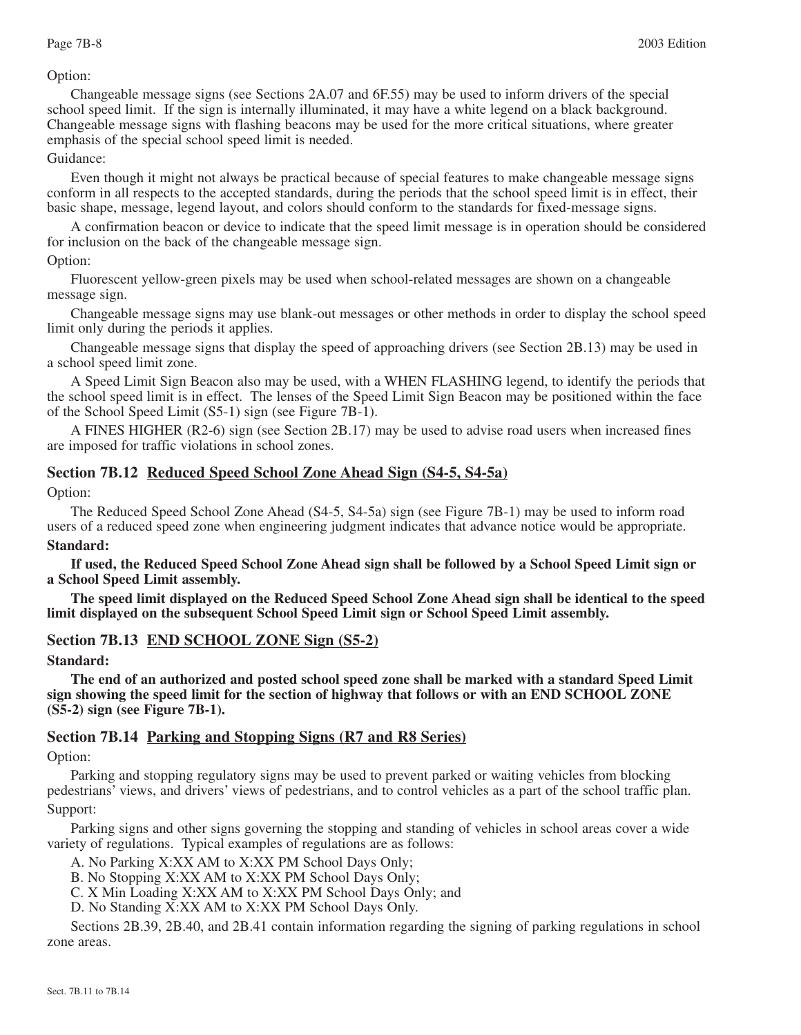Option:

Changeable message signs (see Sections 2A.07 and 6F.55) may be used to inform drivers of the special school speed limit. If the sign is internally illuminated, it may have a white legend on a black background. Changeable message signs with flashing beacons may be used for the more critical situations, where greater emphasis of the special school speed limit is needed.

Guidance:

Even though it might not always be practical because of special features to make changeable message signs conform in all respects to the accepted standards, during the periods that the school speed limit is in effect, their basic shape, message, legend layout, and colors should conform to the standards for fixed-message signs.

A confirmation beacon or device to indicate that the speed limit message is in operation should be considered for inclusion on the back of the changeable message sign.

Option:

Fluorescent yellow-green pixels may be used when school-related messages are shown on a changeable message sign.

Changeable message signs may use blank-out messages or other methods in order to display the school speed limit only during the periods it applies.

Changeable message signs that display the speed of approaching drivers (see Section 2B.13) may be used in a school speed limit zone.

A Speed Limit Sign Beacon also may be used, with a WHEN FLASHING legend, to identify the periods that the school speed limit is in effect. The lenses of the Speed Limit Sign Beacon may be positioned within the face of the School Speed Limit (S5-1) sign (see Figure 7B-1).

A FINES HIGHER (R2-6) sign (see Section 2B.17) may be used to advise road users when increased fines are imposed for traffic violations in school zones.

## Section 7B.12 Reduced Speed School Zone Ahead Sign (S4-5, S4-5a)

Option:

The Reduced Speed School Zone Ahead (S4-5, S4-5a) sign (see Figure 7B-1) may be used to inform road users of a reduced speed zone when engineering judgment indicates that advance notice would be appropriate.

**Standard:**

**If used, the Reduced Speed School Zone Ahead sign shall be followed by a School Speed Limit sign or a School Speed Limit assembly.**

**The speed limit displayed on the Reduced Speed School Zone Ahead sign shall be identical to the speed limit displayed on the subsequent School Speed Limit sign or School Speed Limit assembly.**

## Section 7B.13 END SCHOOL ZONE Sign (S5-2)

**Standard:**

**The end of an authorized and posted school speed zone shall be marked with a standard Speed Limit sign showing the speed limit for the section of highway that follows or with an END SCHOOL ZONE (S5-2) sign (see Figure 7B-1).**

## Section 7B.14 Parking and Stopping Signs (R7 and R8 Series)

Option:

Parking and stopping regulatory signs may be used to prevent parked or waiting vehicles from blocking pedestrians' views, and drivers' views of pedestrians, and to control vehicles as a part of the school traffic plan.

Support:

Parking signs and other signs governing the stopping and standing of vehicles in school areas cover a wide variety of regulations. Typical examples of regulations are as follows:

A. No Parking X:XX AM to X:XX PM School Days Only;
B. No Stopping X:XX AM to X:XX PM School Days Only;
C. X Min Loading X:XX AM to X:XX PM School Days Only; and
D. No Standing X:XX AM to X:XX PM School Days Only.

Sections 2B.39, 2B.40, and 2B.41 contain information regarding the signing of parking regulations in school zone areas.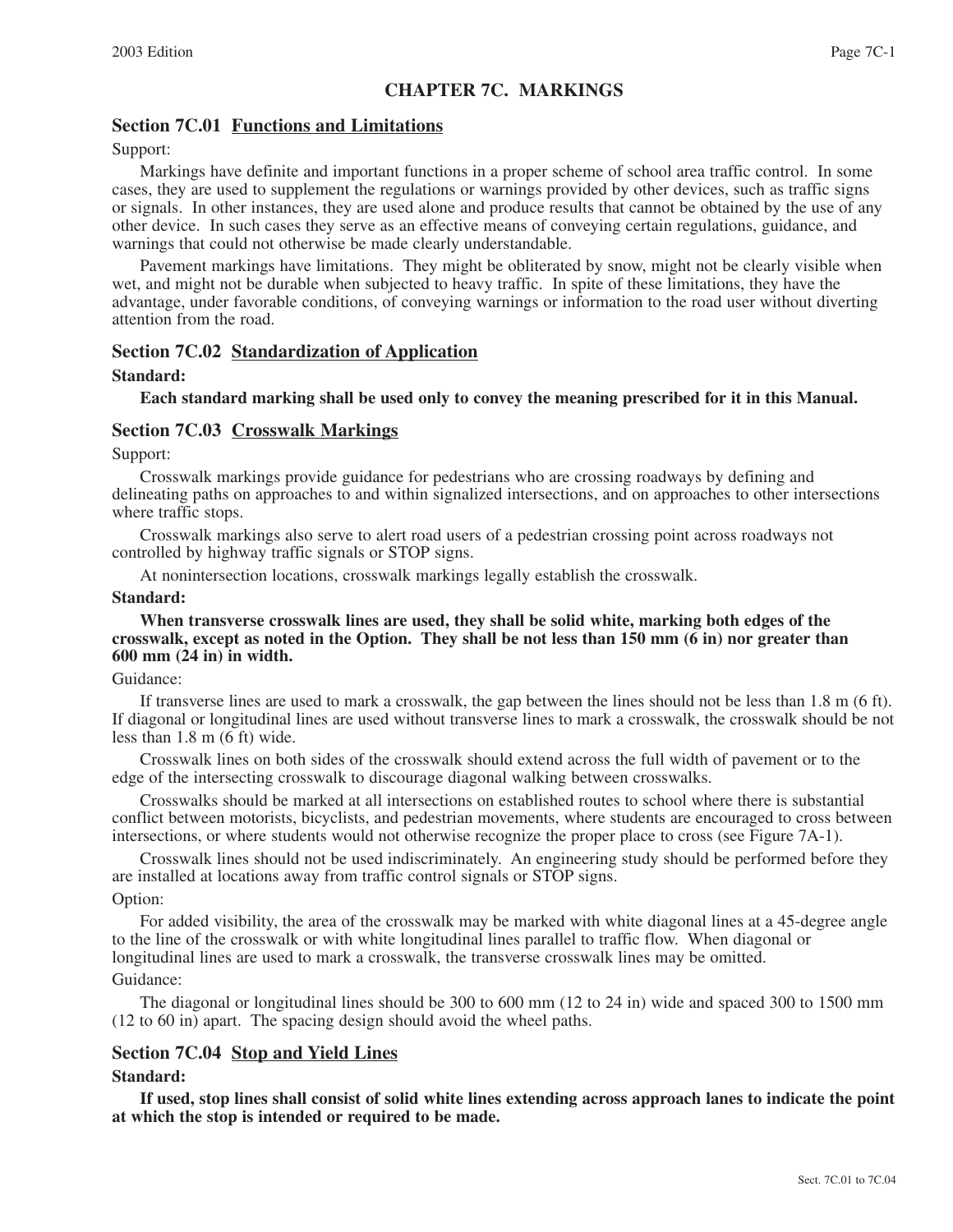# CHAPTER 7C. MARKINGS

## Section 7C.01 Functions and Limitations

Support:

Markings have definite and important functions in a proper scheme of school area traffic control. In some cases, they are used to supplement the regulations or warnings provided by other devices, such as traffic signs or signals. In other instances, they are used alone and produce results that cannot be obtained by the use of any other device. In such cases they serve as an effective means of conveying certain regulations, guidance, and warnings that could not otherwise be made clearly understandable.

Pavement markings have limitations. They might be obliterated by snow, might not be clearly visible when wet, and might not be durable when subjected to heavy traffic. In spite of these limitations, they have the advantage, under favorable conditions, of conveying warnings or information to the road user without diverting attention from the road.

## Section 7C.02 Standardization of Application

**Standard:**

**Each standard marking shall be used only to convey the meaning prescribed for it in this Manual.**

## Section 7C.03 Crosswalk Markings

Support:

Crosswalk markings provide guidance for pedestrians who are crossing roadways by defining and delineating paths on approaches to and within signalized intersections, and on approaches to other intersections where traffic stops.

Crosswalk markings also serve to alert road users of a pedestrian crossing point across roadways not controlled by highway traffic signals or STOP signs.

At nonintersection locations, crosswalk markings legally establish the crosswalk.

**Standard:**

**When transverse crosswalk lines are used, they shall be solid white, marking both edges of the crosswalk, except as noted in the Option. They shall be not less than 150 mm (6 in) nor greater than 600 mm (24 in) in width.**

Guidance:

If transverse lines are used to mark a crosswalk, the gap between the lines should not be less than 1.8 m (6 ft). If diagonal or longitudinal lines are used without transverse lines to mark a crosswalk, the crosswalk should be not less than 1.8 m (6 ft) wide.

Crosswalk lines on both sides of the crosswalk should extend across the full width of pavement or to the edge of the intersecting crosswalk to discourage diagonal walking between crosswalks.

Crosswalks should be marked at all intersections on established routes to school where there is substantial conflict between motorists, bicyclists, and pedestrian movements, where students are encouraged to cross between intersections, or where students would not otherwise recognize the proper place to cross (see Figure 7A-1).

Crosswalk lines should not be used indiscriminately. An engineering study should be performed before they are installed at locations away from traffic control signals or STOP signs.

Option:

For added visibility, the area of the crosswalk may be marked with white diagonal lines at a 45-degree angle to the line of the crosswalk or with white longitudinal lines parallel to traffic flow. When diagonal or longitudinal lines are used to mark a crosswalk, the transverse crosswalk lines may be omitted.

Guidance:

The diagonal or longitudinal lines should be 300 to 600 mm (12 to 24 in) wide and spaced 300 to 1500 mm (12 to 60 in) apart. The spacing design should avoid the wheel paths.

## Section 7C.04 Stop and Yield Lines

**Standard:**

**If used, stop lines shall consist of solid white lines extending across approach lanes to indicate the point at which the stop is intended or required to be made.**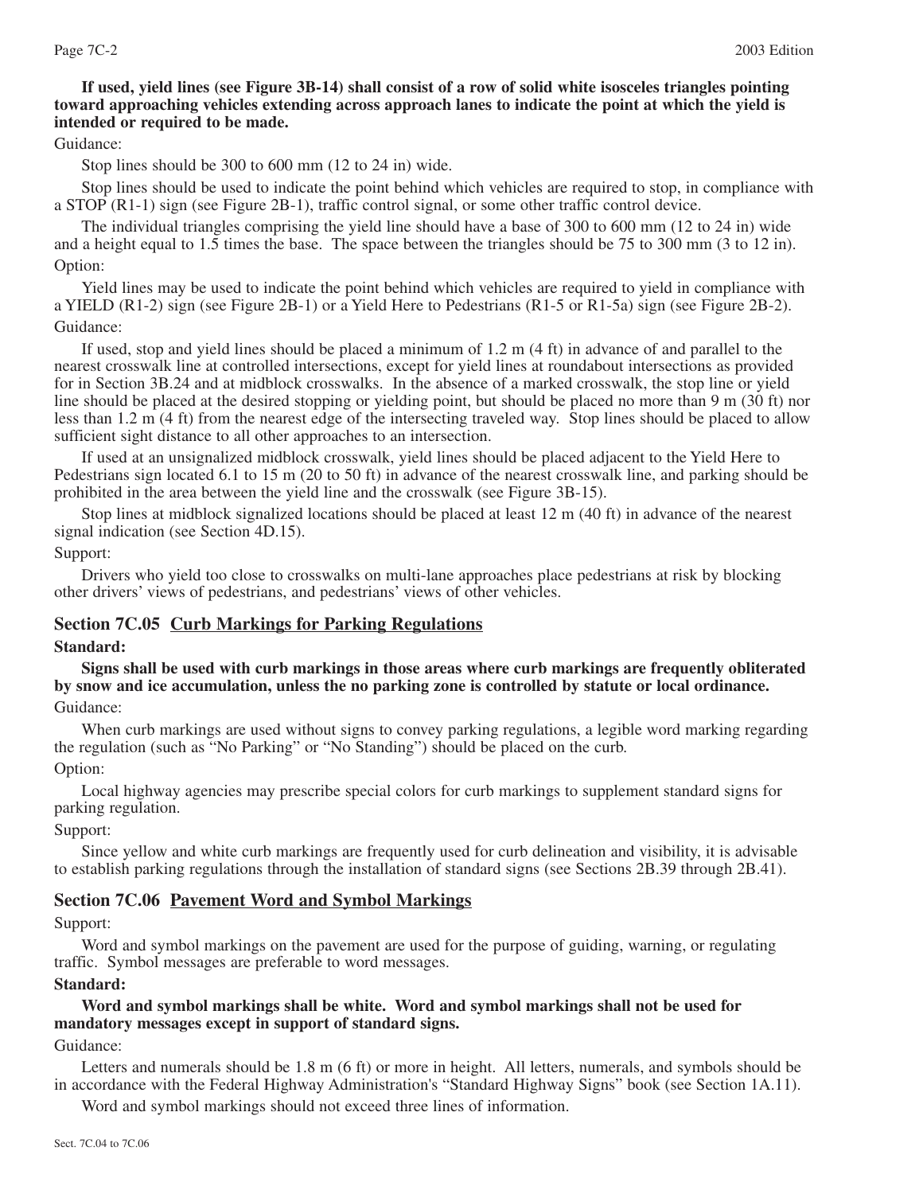**If used, yield lines (see Figure 3B-14) shall consist of a row of solid white isosceles triangles pointing toward approaching vehicles extending across approach lanes to indicate the point at which the yield is intended or required to be made.**

Guidance:

Stop lines should be 300 to 600 mm (12 to 24 in) wide.

Stop lines should be used to indicate the point behind which vehicles are required to stop, in compliance with a STOP (R1-1) sign (see Figure 2B-1), traffic control signal, or some other traffic control device.

The individual triangles comprising the yield line should have a base of 300 to 600 mm (12 to 24 in) wide and a height equal to 1.5 times the base. The space between the triangles should be 75 to 300 mm (3 to 12 in).

Option:

Yield lines may be used to indicate the point behind which vehicles are required to yield in compliance with a YIELD (R1-2) sign (see Figure 2B-1) or a Yield Here to Pedestrians (R1-5 or R1-5a) sign (see Figure 2B-2).

Guidance:

If used, stop and yield lines should be placed a minimum of 1.2 m (4 ft) in advance of and parallel to the nearest crosswalk line at controlled intersections, except for yield lines at roundabout intersections as provided for in Section 3B.24 and at midblock crosswalks. In the absence of a marked crosswalk, the stop line or yield line should be placed at the desired stopping or yielding point, but should be placed no more than 9 m (30 ft) nor less than 1.2 m (4 ft) from the nearest edge of the intersecting traveled way. Stop lines should be placed to allow sufficient sight distance to all other approaches to an intersection.

If used at an unsignalized midblock crosswalk, yield lines should be placed adjacent to the Yield Here to Pedestrians sign located 6.1 to 15 m (20 to 50 ft) in advance of the nearest crosswalk line, and parking should be prohibited in the area between the yield line and the crosswalk (see Figure 3B-15).

Stop lines at midblock signalized locations should be placed at least 12 m (40 ft) in advance of the nearest signal indication (see Section 4D.15).

Support:

Drivers who yield too close to crosswalks on multi-lane approaches place pedestrians at risk by blocking other drivers' views of pedestrians, and pedestrians' views of other vehicles.

## Section 7C.05 Curb Markings for Parking Regulations

**Standard:**

**Signs shall be used with curb markings in those areas where curb markings are frequently obliterated by snow and ice accumulation, unless the no parking zone is controlled by statute or local ordinance.**

Guidance:

When curb markings are used without signs to convey parking regulations, a legible word marking regarding the regulation (such as "No Parking" or "No Standing") should be placed on the curb.

Option:

Local highway agencies may prescribe special colors for curb markings to supplement standard signs for parking regulation.

Support:

Since yellow and white curb markings are frequently used for curb delineation and visibility, it is advisable to establish parking regulations through the installation of standard signs (see Sections 2B.39 through 2B.41).

## Section 7C.06 Pavement Word and Symbol Markings

Support:

Word and symbol markings on the pavement are used for the purpose of guiding, warning, or regulating traffic. Symbol messages are preferable to word messages.

**Standard:**

**Word and symbol markings shall be white. Word and symbol markings shall not be used for mandatory messages except in support of standard signs.**

Guidance:

Letters and numerals should be 1.8 m (6 ft) or more in height. All letters, numerals, and symbols should be in accordance with the Federal Highway Administration's "Standard Highway Signs" book (see Section 1A.11).

Word and symbol markings should not exceed three lines of information.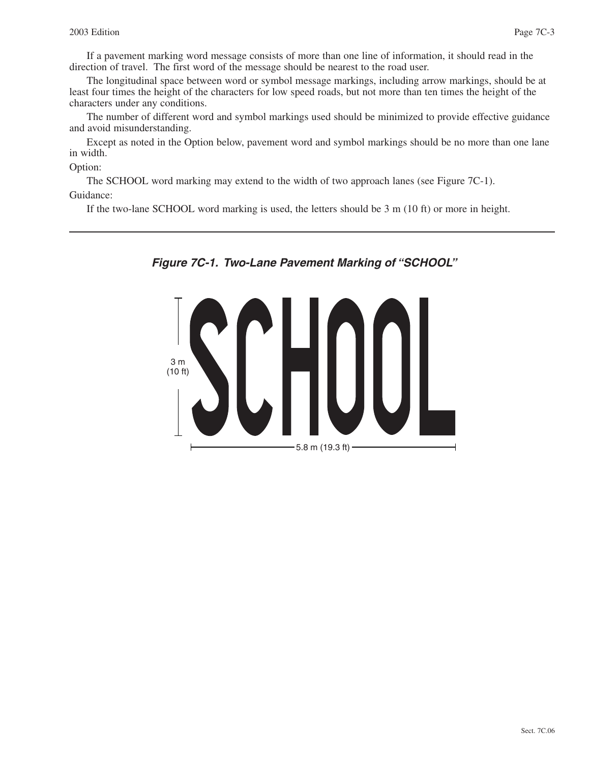If a pavement marking word message consists of more than one line of information, it should read in the direction of travel. The first word of the message should be nearest to the road user.

The longitudinal space between word or symbol message markings, including arrow markings, should be at least four times the height of the characters for low speed roads, but not more than ten times the height of the characters under any conditions.

The number of different word and symbol markings used should be minimized to provide effective guidance and avoid misunderstanding.

Except as noted in the Option below, pavement word and symbol markings should be no more than one lane in width.

Option:

The SCHOOL word marking may extend to the width of two approach lanes (see Figure 7C-1).

Guidance:

If the two-lane SCHOOL word marking is used, the letters should be 3 m (10 ft) or more in height.

***Figure 7C-1. Two-Lane Pavement Marking of "SCHOOL"***

SCHOOL

3 m (10 ft)

5.8 m (19.3 ft)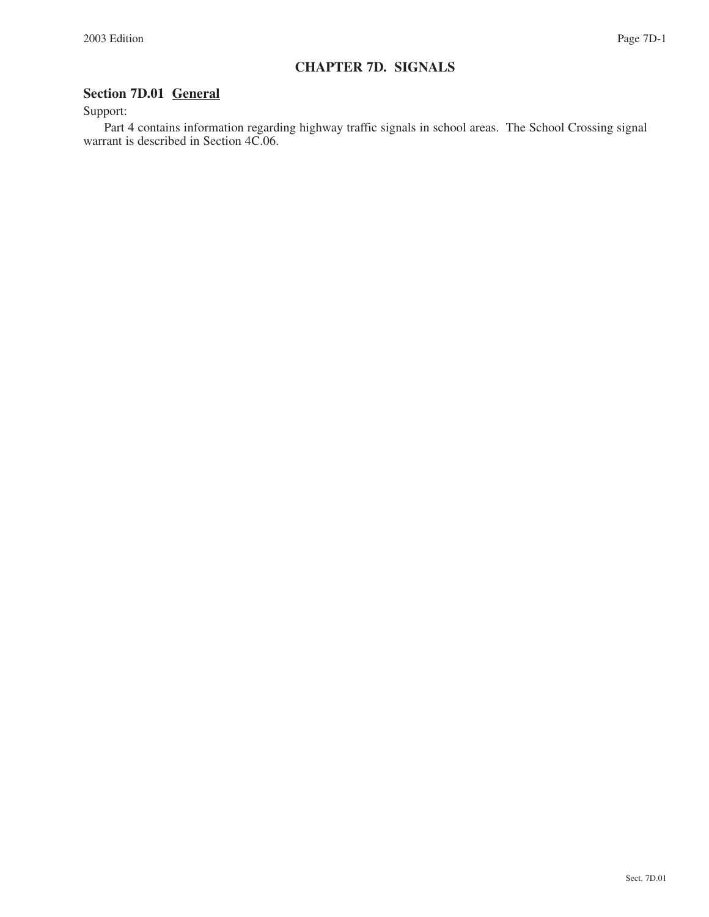# CHAPTER 7D. SIGNALS

## Section 7D.01 General

Support:

Part 4 contains information regarding highway traffic signals in school areas. The School Crossing signal warrant is described in Section 4C.06.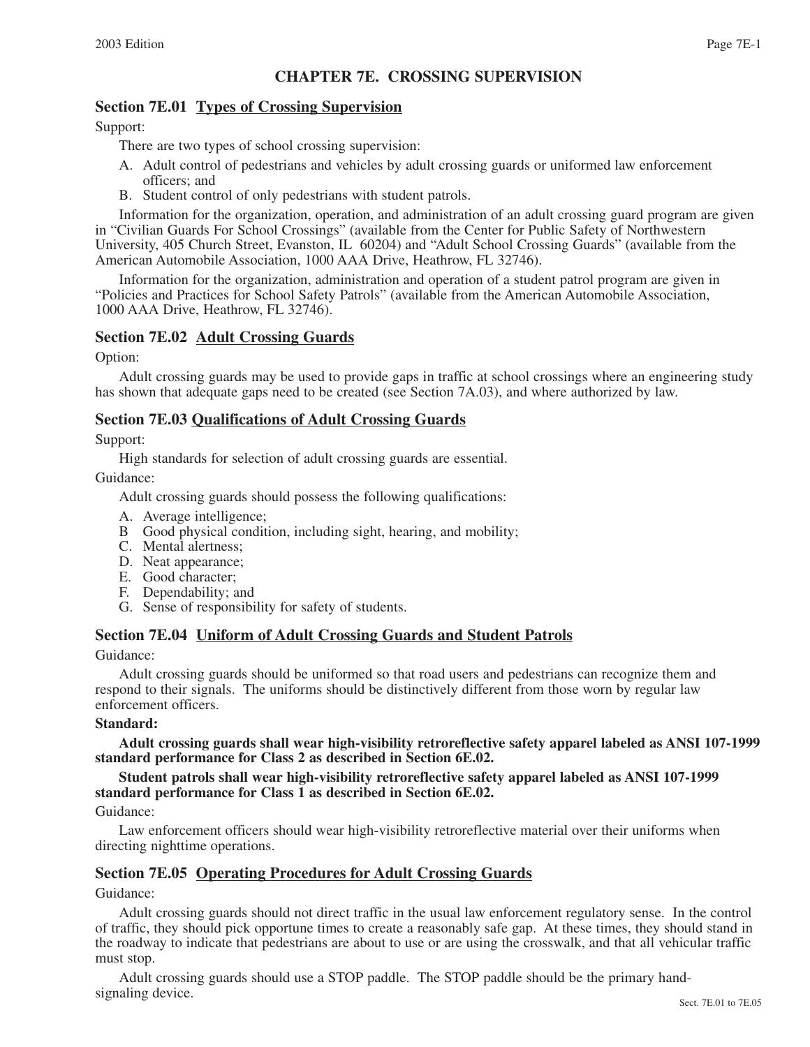# CHAPTER 7E. CROSSING SUPERVISION

## Section 7E.01 Types of Crossing Supervision

Support:

There are two types of school crossing supervision:

A. Adult control of pedestrians and vehicles by adult crossing guards or uniformed law enforcement officers; and
B. Student control of only pedestrians with student patrols.

Information for the organization, operation, and administration of an adult crossing guard program are given in "Civilian Guards For School Crossings" (available from the Center for Public Safety of Northwestern University, 405 Church Street, Evanston, IL 60204) and "Adult School Crossing Guards" (available from the American Automobile Association, 1000 AAA Drive, Heathrow, FL 32746).

Information for the organization, administration and operation of a student patrol program are given in "Policies and Practices for School Safety Patrols" (available from the American Automobile Association, 1000 AAA Drive, Heathrow, FL 32746).

## Section 7E.02 Adult Crossing Guards

Option:

Adult crossing guards may be used to provide gaps in traffic at school crossings where an engineering study has shown that adequate gaps need to be created (see Section 7A.03), and where authorized by law.

## Section 7E.03 Qualifications of Adult Crossing Guards

Support:

High standards for selection of adult crossing guards are essential.

Guidance:

Adult crossing guards should possess the following qualifications:

A. Average intelligence;
B Good physical condition, including sight, hearing, and mobility;
C. Mental alertness;
D. Neat appearance;
E. Good character;
F. Dependability; and
G. Sense of responsibility for safety of students.

## Section 7E.04 Uniform of Adult Crossing Guards and Student Patrols

Guidance:

Adult crossing guards should be uniformed so that road users and pedestrians can recognize them and respond to their signals. The uniforms should be distinctively different from those worn by regular law enforcement officers.

**Standard:**

**Adult crossing guards shall wear high-visibility retroreflective safety apparel labeled as ANSI 107-1999 standard performance for Class 2 as described in Section 6E.02.**

**Student patrols shall wear high-visibility retroreflective safety apparel labeled as ANSI 107-1999 standard performance for Class 1 as described in Section 6E.02.**

Guidance:

Law enforcement officers should wear high-visibility retroreflective material over their uniforms when directing nighttime operations.

## Section 7E.05 Operating Procedures for Adult Crossing Guards

Guidance:

Adult crossing guards should not direct traffic in the usual law enforcement regulatory sense. In the control of traffic, they should pick opportune times to create a reasonably safe gap. At these times, they should stand in the roadway to indicate that pedestrians are about to use or are using the crosswalk, and that all vehicular traffic must stop.

Adult crossing guards should use a STOP paddle. The STOP paddle should be the primary hand-signaling device.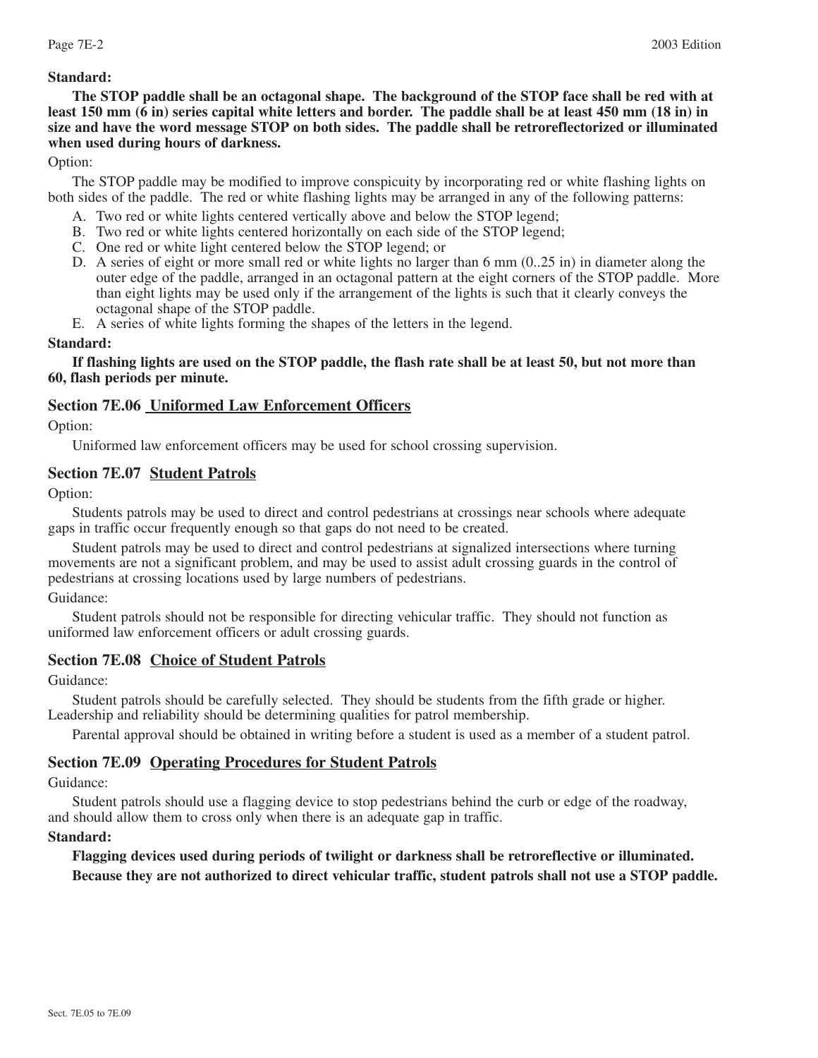**Standard:**

**The STOP paddle shall be an octagonal shape. The background of the STOP face shall be red with at least 150 mm (6 in) series capital white letters and border. The paddle shall be at least 450 mm (18 in) in size and have the word message STOP on both sides. The paddle shall be retroreflectorized or illuminated when used during hours of darkness.**

Option:

The STOP paddle may be modified to improve conspicuity by incorporating red or white flashing lights on both sides of the paddle. The red or white flashing lights may be arranged in any of the following patterns:

A. Two red or white lights centered vertically above and below the STOP legend;
B. Two red or white lights centered horizontally on each side of the STOP legend;
C. One red or white light centered below the STOP legend; or
D. A series of eight or more small red or white lights no larger than 6 mm (0..25 in) in diameter along the outer edge of the paddle, arranged in an octagonal pattern at the eight corners of the STOP paddle. More than eight lights may be used only if the arrangement of the lights is such that it clearly conveys the octagonal shape of the STOP paddle.
E. A series of white lights forming the shapes of the letters in the legend.

**Standard:**

**If flashing lights are used on the STOP paddle, the flash rate shall be at least 50, but not more than 60, flash periods per minute.**

## Section 7E.06 Uniformed Law Enforcement Officers

Option:

Uniformed law enforcement officers may be used for school crossing supervision.

## Section 7E.07 Student Patrols

Option:

Students patrols may be used to direct and control pedestrians at crossings near schools where adequate gaps in traffic occur frequently enough so that gaps do not need to be created.

Student patrols may be used to direct and control pedestrians at signalized intersections where turning movements are not a significant problem, and may be used to assist adult crossing guards in the control of pedestrians at crossing locations used by large numbers of pedestrians.

Guidance:

Student patrols should not be responsible for directing vehicular traffic. They should not function as uniformed law enforcement officers or adult crossing guards.

## Section 7E.08 Choice of Student Patrols

Guidance:

Student patrols should be carefully selected. They should be students from the fifth grade or higher. Leadership and reliability should be determining qualities for patrol membership.

Parental approval should be obtained in writing before a student is used as a member of a student patrol.

## Section 7E.09 Operating Procedures for Student Patrols

Guidance:

Student patrols should use a flagging device to stop pedestrians behind the curb or edge of the roadway, and should allow them to cross only when there is an adequate gap in traffic.

**Standard:**

**Flagging devices used during periods of twilight or darkness shall be retroreflective or illuminated.**

**Because they are not authorized to direct vehicular traffic, student patrols shall not use a STOP paddle.**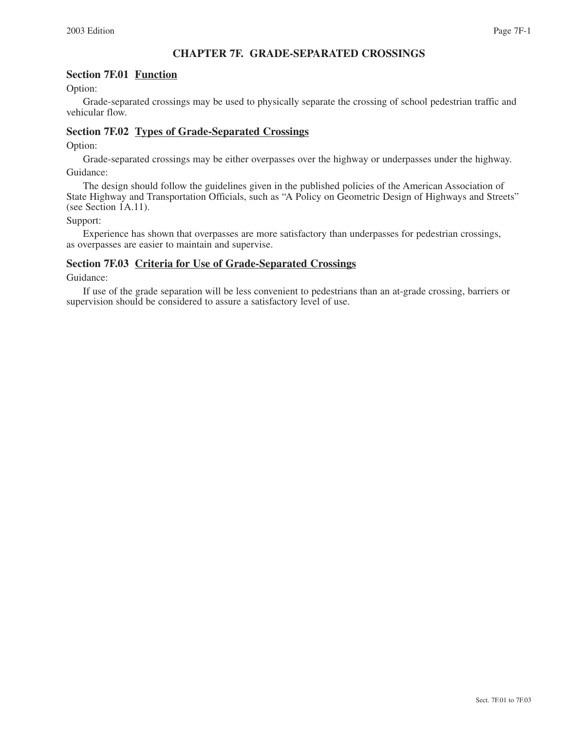# CHAPTER 7F. GRADE-SEPARATED CROSSINGS

## Section 7F.01 Function

Option:

Grade-separated crossings may be used to physically separate the crossing of school pedestrian traffic and vehicular flow.

## Section 7F.02 Types of Grade-Separated Crossings

Option:

Grade-separated crossings may be either overpasses over the highway or underpasses under the highway.

Guidance:

The design should follow the guidelines given in the published policies of the American Association of State Highway and Transportation Officials, such as "A Policy on Geometric Design of Highways and Streets" (see Section 1A.11).

Support:

Experience has shown that overpasses are more satisfactory than underpasses for pedestrian crossings, as overpasses are easier to maintain and supervise.

## Section 7F.03 Criteria for Use of Grade-Separated Crossings

Guidance:

If use of the grade separation will be less convenient to pedestrians than an at-grade crossing, barriers or supervision should be considered to assure a satisfactory level of use.